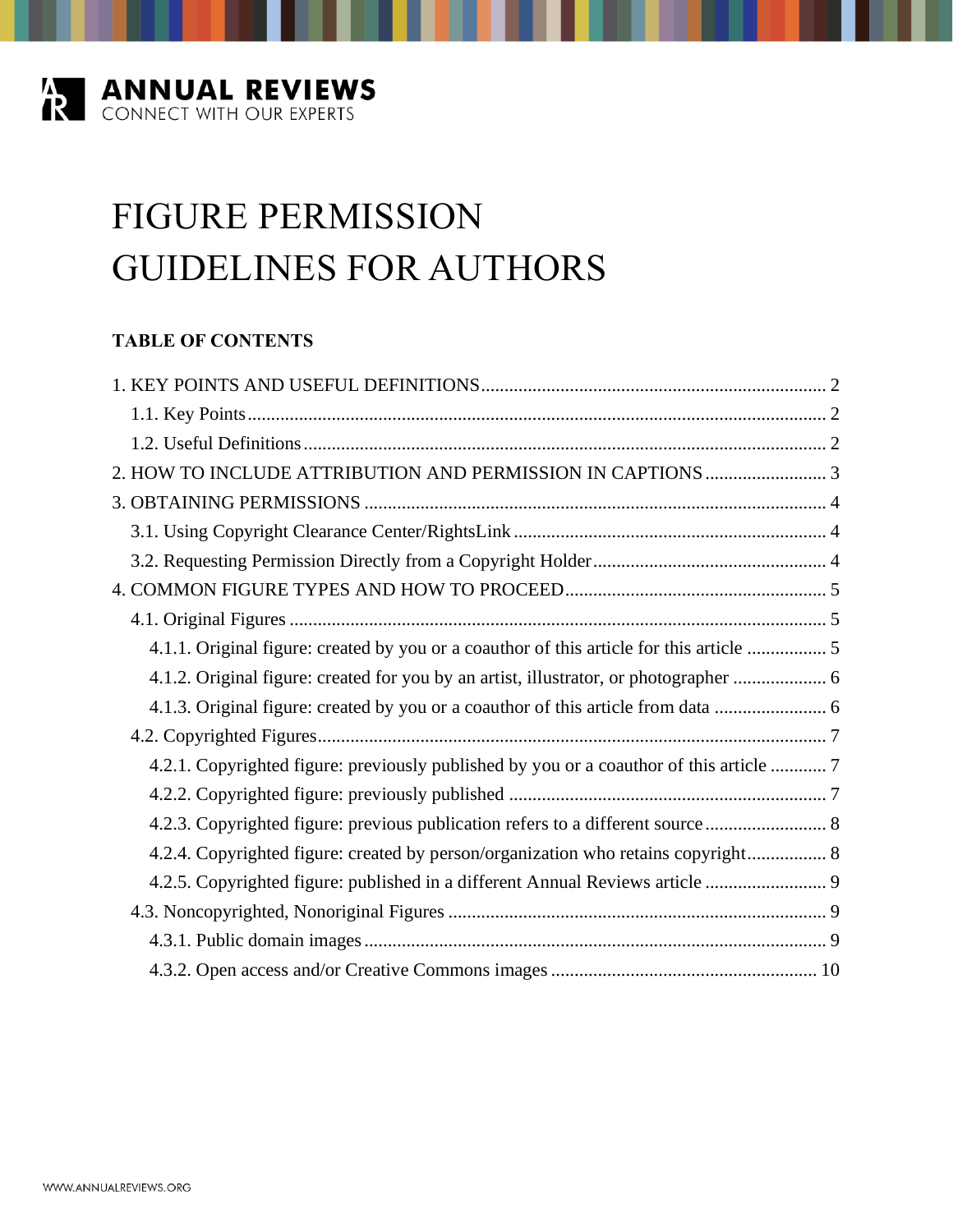ANNUAL REVIEWS
CONNECT WITH OUR EXPERTS

# FIGURE PERMISSION GUIDELINES FOR AUTHORS

**TABLE OF CONTENTS**

1. KEY POINTS AND USEFUL DEFINITIONS .......... 2
   - 1.1. Key Points .......... 2
   - 1.2. Useful Definitions .......... 2
2. HOW TO INCLUDE ATTRIBUTION AND PERMISSION IN CAPTIONS .......... 3
3. OBTAINING PERMISSIONS .......... 4
   - 3.1. Using Copyright Clearance Center/RightsLink .......... 4
   - 3.2. Requesting Permission Directly from a Copyright Holder .......... 4
4. COMMON FIGURE TYPES AND HOW TO PROCEED .......... 5
   - 4.1. Original Figures .......... 5
     - 4.1.1. Original figure: created by you or a coauthor of this article for this article .......... 5
     - 4.1.2. Original figure: created for you by an artist, illustrator, or photographer .......... 6
     - 4.1.3. Original figure: created by you or a coauthor of this article from data .......... 6
   - 4.2. Copyrighted Figures .......... 7
     - 4.2.1. Copyrighted figure: previously published by you or a coauthor of this article .......... 7
     - 4.2.2. Copyrighted figure: previously published .......... 7
     - 4.2.3. Copyrighted figure: previous publication refers to a different source .......... 8
     - 4.2.4. Copyrighted figure: created by person/organization who retains copyright .......... 8
     - 4.2.5. Copyrighted figure: published in a different Annual Reviews article .......... 9
   - 4.3. Noncopyrighted, Nonoriginal Figures .......... 9
     - 4.3.1. Public domain images .......... 9
     - 4.3.2. Open access and/or Creative Commons images .......... 10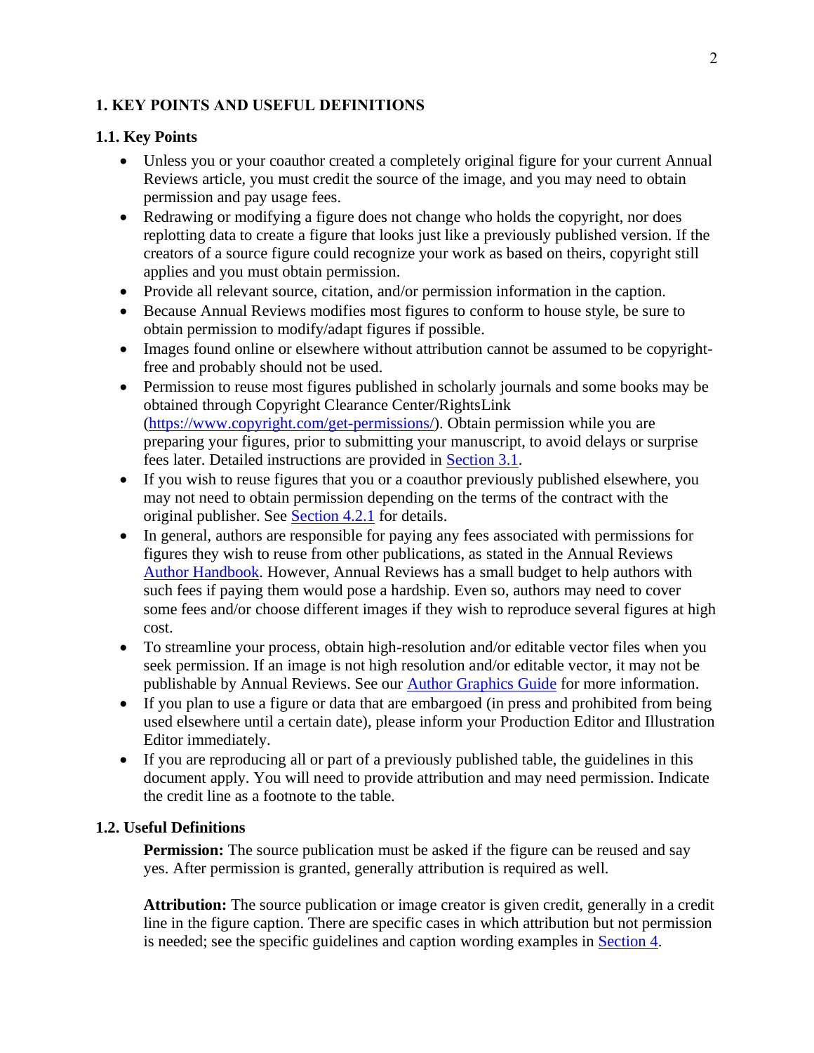# 1. KEY POINTS AND USEFUL DEFINITIONS

## 1.1. Key Points

- Unless you or your coauthor created a completely original figure for your current Annual Reviews article, you must credit the source of the image, and you may need to obtain permission and pay usage fees.
- Redrawing or modifying a figure does not change who holds the copyright, nor does replotting data to create a figure that looks just like a previously published version. If the creators of a source figure could recognize your work as based on theirs, copyright still applies and you must obtain permission.
- Provide all relevant source, citation, and/or permission information in the caption.
- Because Annual Reviews modifies most figures to conform to house style, be sure to obtain permission to modify/adapt figures if possible.
- Images found online or elsewhere without attribution cannot be assumed to be copyright-free and probably should not be used.
- Permission to reuse most figures published in scholarly journals and some books may be obtained through Copyright Clearance Center/RightsLink (https://www.copyright.com/get-permissions/). Obtain permission while you are preparing your figures, prior to submitting your manuscript, to avoid delays or surprise fees later. Detailed instructions are provided in Section 3.1.
- If you wish to reuse figures that you or a coauthor previously published elsewhere, you may not need to obtain permission depending on the terms of the contract with the original publisher. See Section 4.2.1 for details.
- In general, authors are responsible for paying any fees associated with permissions for figures they wish to reuse from other publications, as stated in the Annual Reviews Author Handbook. However, Annual Reviews has a small budget to help authors with such fees if paying them would pose a hardship. Even so, authors may need to cover some fees and/or choose different images if they wish to reproduce several figures at high cost.
- To streamline your process, obtain high-resolution and/or editable vector files when you seek permission. If an image is not high resolution and/or editable vector, it may not be publishable by Annual Reviews. See our Author Graphics Guide for more information.
- If you plan to use a figure or data that are embargoed (in press and prohibited from being used elsewhere until a certain date), please inform your Production Editor and Illustration Editor immediately.
- If you are reproducing all or part of a previously published table, the guidelines in this document apply. You will need to provide attribution and may need permission. Indicate the credit line as a footnote to the table.

## 1.2. Useful Definitions

**Permission:** The source publication must be asked if the figure can be reused and say yes. After permission is granted, generally attribution is required as well.

**Attribution:** The source publication or image creator is given credit, generally in a credit line in the figure caption. There are specific cases in which attribution but not permission is needed; see the specific guidelines and caption wording examples in Section 4.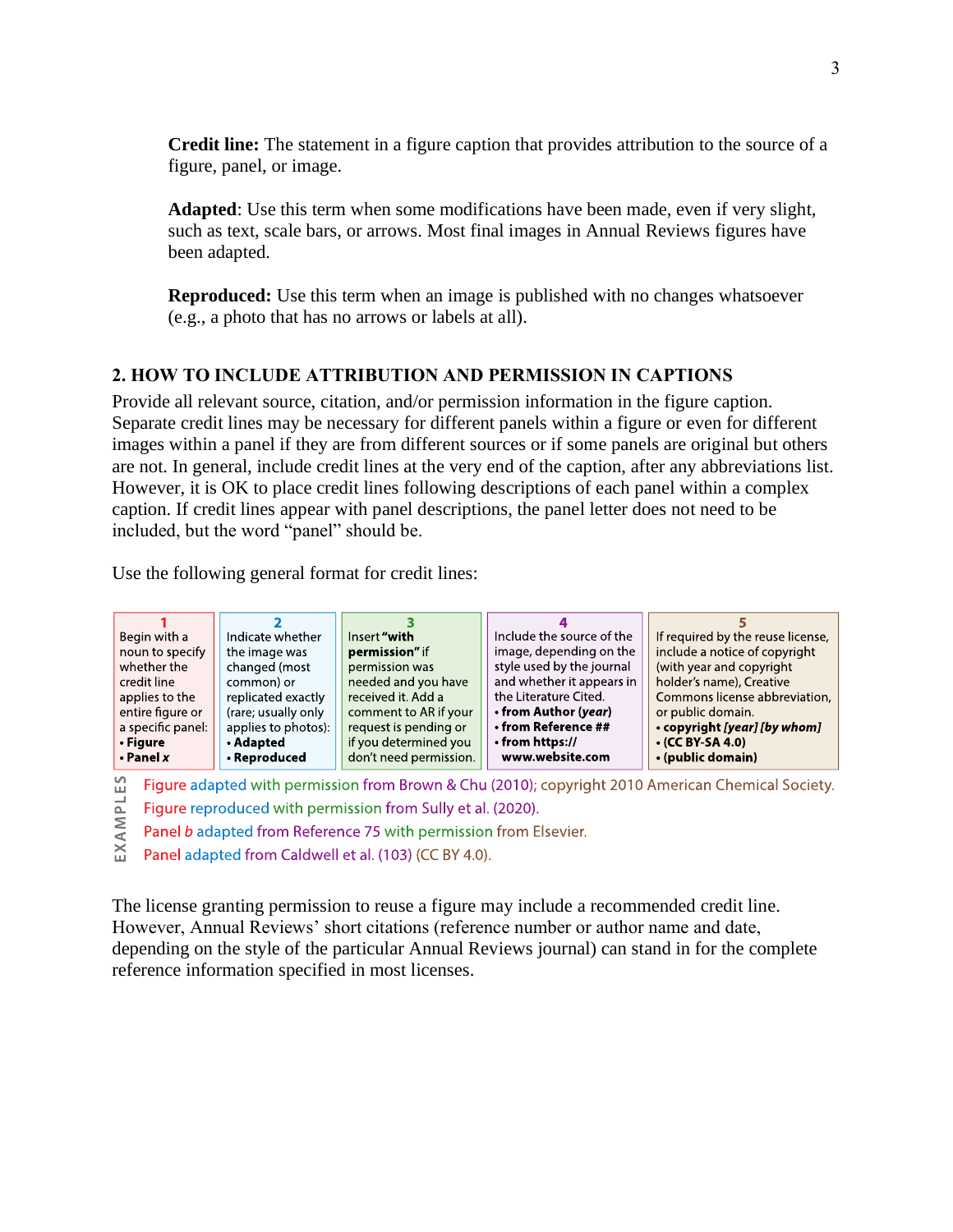**Credit line:** The statement in a figure caption that provides attribution to the source of a figure, panel, or image.

**Adapted**: Use this term when some modifications have been made, even if very slight, such as text, scale bars, or arrows. Most final images in Annual Reviews figures have been adapted.

**Reproduced:** Use this term when an image is published with no changes whatsoever (e.g., a photo that has no arrows or labels at all).

## 2. HOW TO INCLUDE ATTRIBUTION AND PERMISSION IN CAPTIONS

Provide all relevant source, citation, and/or permission information in the figure caption. Separate credit lines may be necessary for different panels within a figure or even for different images within a panel if they are from different sources or if some panels are original but others are not. In general, include credit lines at the very end of the caption, after any abbreviations list. However, it is OK to place credit lines following descriptions of each panel within a complex caption. If credit lines appear with panel descriptions, the panel letter does not need to be included, but the word "panel" should be.

Use the following general format for credit lines:

| 1 | 2 | 3 | 4 | 5 |
|---|---|---|---|---|
| Begin with a noun to specify whether the credit line applies to the entire figure or a specific panel:<br>• **Figure**<br>• **Panel *x*** | Indicate whether the image was changed (most common) or replicated exactly (rare; usually only applies to photos):<br>• **Adapted**<br>• **Reproduced** | Insert **"with permission"** if permission was needed and you have received it. Add a comment to AR if your request is pending or if you determined you don't need permission. | Include the source of the image, depending on the style used by the journal and whether it appears in the Literature Cited.<br>• **from Author (*year*)**<br>• **from Reference ##**<br>• **from https://www.website.com** | If required by the reuse license, include a notice of copyright (with year and copyright holder's name), Creative Commons license abbreviation, or public domain.<br>• **copyright *[year] [by whom]***<br>• **(CC BY-SA 4.0)**<br>• **(public domain)** |

EXAMPLES

Figure adapted with permission from Brown & Chu (2010); copyright 2010 American Chemical Society.

Figure reproduced with permission from Sully et al. (2020).

Panel *b* adapted from Reference 75 with permission from Elsevier.

Panel adapted from Caldwell et al. (103) (CC BY 4.0).

The license granting permission to reuse a figure may include a recommended credit line. However, Annual Reviews' short citations (reference number or author name and date, depending on the style of the particular Annual Reviews journal) can stand in for the complete reference information specified in most licenses.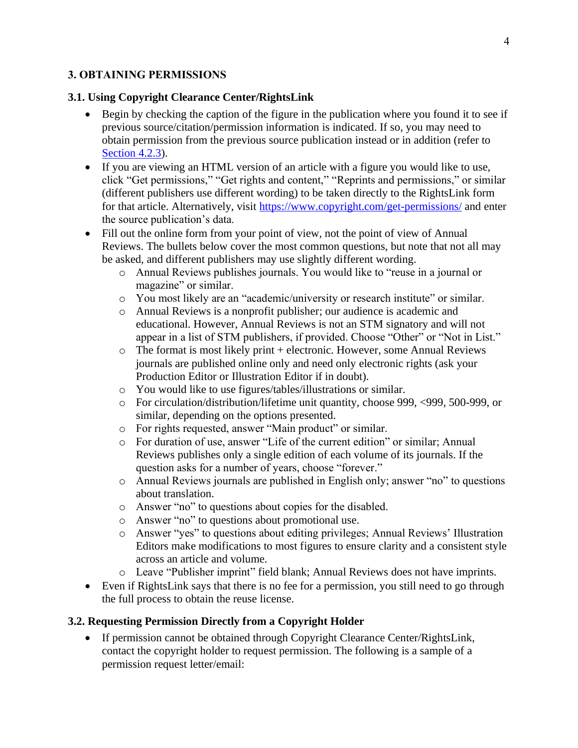## 3. OBTAINING PERMISSIONS

### 3.1. Using Copyright Clearance Center/RightsLink

- Begin by checking the caption of the figure in the publication where you found it to see if previous source/citation/permission information is indicated. If so, you may need to obtain permission from the previous source publication instead or in addition (refer to [Section 4.2.3](#)).
- If you are viewing an HTML version of an article with a figure you would like to use, click "Get permissions," "Get rights and content," "Reprints and permissions," or similar (different publishers use different wording) to be taken directly to the RightsLink form for that article. Alternatively, visit https://www.copyright.com/get-permissions/ and enter the source publication's data.
- Fill out the online form from your point of view, not the point of view of Annual Reviews. The bullets below cover the most common questions, but note that not all may be asked, and different publishers may use slightly different wording.
  - Annual Reviews publishes journals. You would like to "reuse in a journal or magazine" or similar.
  - You most likely are an "academic/university or research institute" or similar.
  - Annual Reviews is a nonprofit publisher; our audience is academic and educational. However, Annual Reviews is not an STM signatory and will not appear in a list of STM publishers, if provided. Choose "Other" or "Not in List."
  - The format is most likely print + electronic. However, some Annual Reviews journals are published online only and need only electronic rights (ask your Production Editor or Illustration Editor if in doubt).
  - You would like to use figures/tables/illustrations or similar.
  - For circulation/distribution/lifetime unit quantity, choose 999, <999, 500-999, or similar, depending on the options presented.
  - For rights requested, answer "Main product" or similar.
  - For duration of use, answer "Life of the current edition" or similar; Annual Reviews publishes only a single edition of each volume of its journals. If the question asks for a number of years, choose "forever."
  - Annual Reviews journals are published in English only; answer "no" to questions about translation.
  - Answer "no" to questions about copies for the disabled.
  - Answer "no" to questions about promotional use.
  - Answer "yes" to questions about editing privileges; Annual Reviews' Illustration Editors make modifications to most figures to ensure clarity and a consistent style across an article and volume.
  - Leave "Publisher imprint" field blank; Annual Reviews does not have imprints.
- Even if RightsLink says that there is no fee for a permission, you still need to go through the full process to obtain the reuse license.

### 3.2. Requesting Permission Directly from a Copyright Holder

- If permission cannot be obtained through Copyright Clearance Center/RightsLink, contact the copyright holder to request permission. The following is a sample of a permission request letter/email: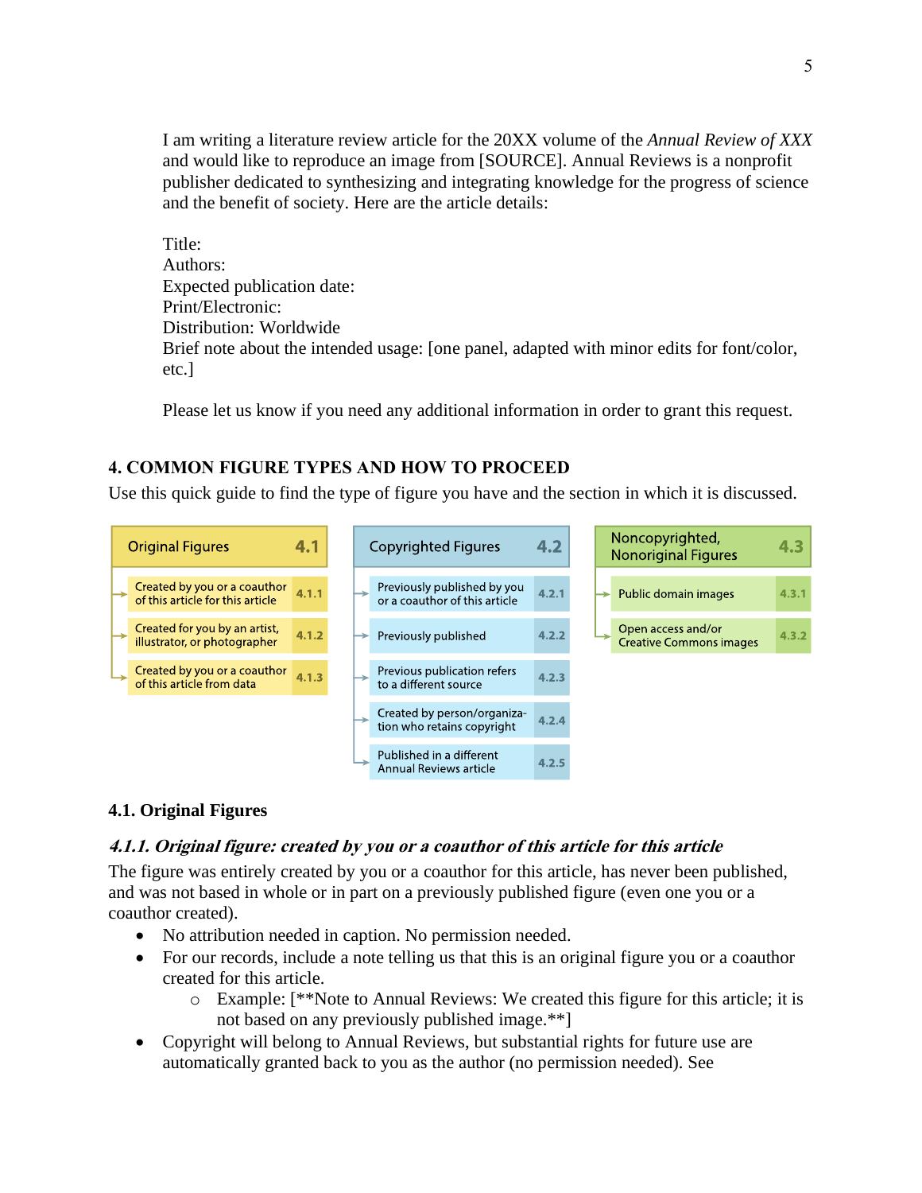I am writing a literature review article for the 20XX volume of the *Annual Review of XXX* and would like to reproduce an image from [SOURCE]. Annual Reviews is a nonprofit publisher dedicated to synthesizing and integrating knowledge for the progress of science and the benefit of society. Here are the article details:

Title:
Authors:
Expected publication date:
Print/Electronic:
Distribution: Worldwide
Brief note about the intended usage: [one panel, adapted with minor edits for font/color, etc.]

Please let us know if you need any additional information in order to grant this request.

## 4. COMMON FIGURE TYPES AND HOW TO PROCEED

Use this quick guide to find the type of figure you have and the section in which it is discussed.

| Original Figures | 4.1 | Copyrighted Figures | 4.2 | Noncopyrighted, Nonoriginal Figures | 4.3 |
|---|---|---|---|---|---|
| Created by you or a coauthor of this article for this article | 4.1.1 | Previously published by you or a coauthor of this article | 4.2.1 | Public domain images | 4.3.1 |
| Created for you by an artist, illustrator, or photographer | 4.1.2 | Previously published | 4.2.2 | Open access and/or Creative Commons images | 4.3.2 |
| Created by you or a coauthor of this article from data | 4.1.3 | Previous publication refers to a different source | 4.2.3 | | |
| | | Created by person/organization who retains copyright | 4.2.4 | | |
| | | Published in a different Annual Reviews article | 4.2.5 | | |

### 4.1. Original Figures

#### *4.1.1. Original figure: created by you or a coauthor of this article for this article*

The figure was entirely created by you or a coauthor for this article, has never been published, and was not based in whole or in part on a previously published figure (even one you or a coauthor created).

- No attribution needed in caption. No permission needed.
- For our records, include a note telling us that this is an original figure you or a coauthor created for this article.
    - Example: [**Note to Annual Reviews: We created this figure for this article; it is not based on any previously published image.**]
- Copyright will belong to Annual Reviews, but substantial rights for future use are automatically granted back to you as the author (no permission needed). See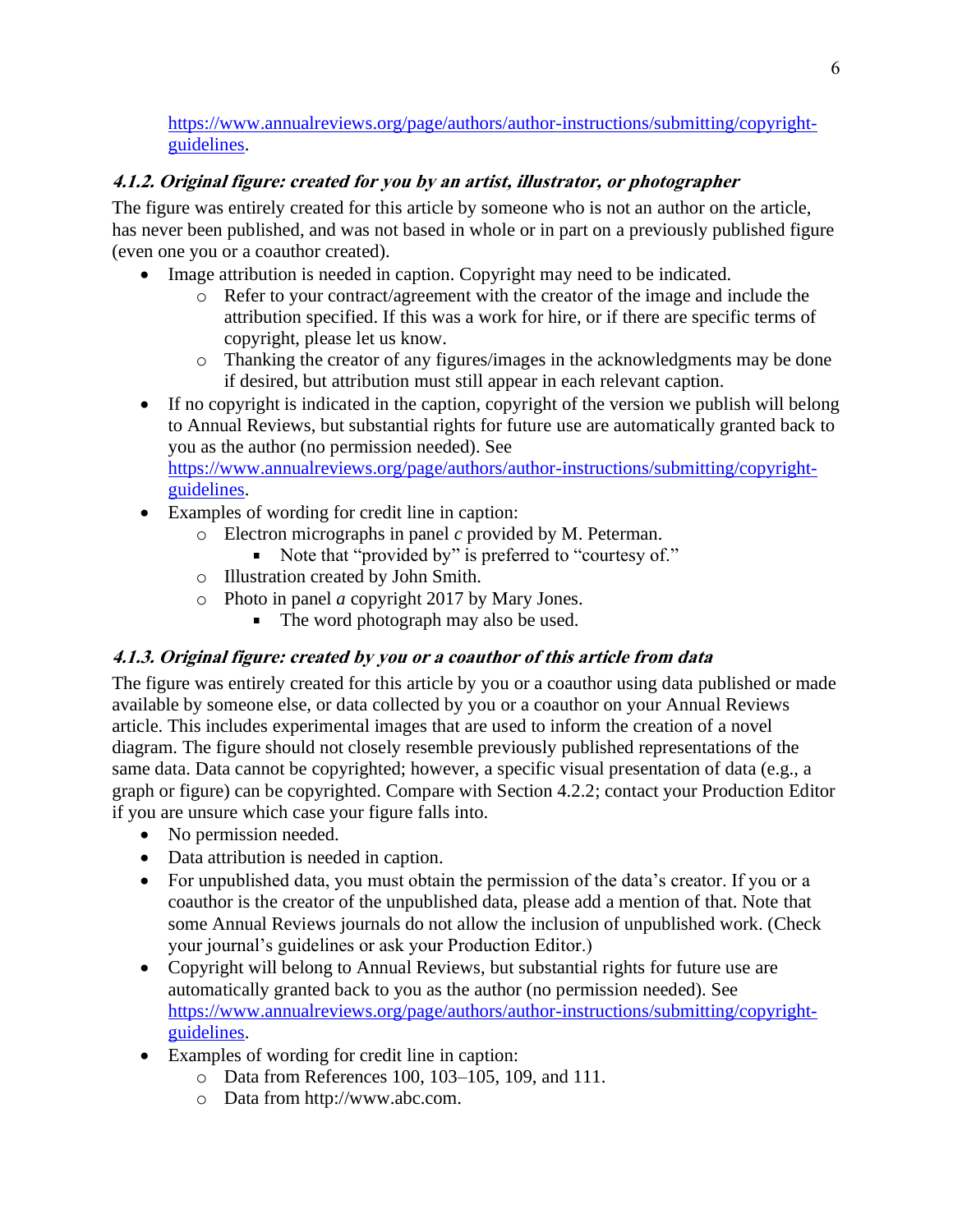https://www.annualreviews.org/page/authors/author-instructions/submitting/copyright-guidelines.

### *4.1.2. Original figure: created for you by an artist, illustrator, or photographer*

The figure was entirely created for this article by someone who is not an author on the article, has never been published, and was not based in whole or in part on a previously published figure (even one you or a coauthor created).

- Image attribution is needed in caption. Copyright may need to be indicated.
  - Refer to your contract/agreement with the creator of the image and include the attribution specified. If this was a work for hire, or if there are specific terms of copyright, please let us know.
  - Thanking the creator of any figures/images in the acknowledgments may be done if desired, but attribution must still appear in each relevant caption.
- If no copyright is indicated in the caption, copyright of the version we publish will belong to Annual Reviews, but substantial rights for future use are automatically granted back to you as the author (no permission needed). See https://www.annualreviews.org/page/authors/author-instructions/submitting/copyright-guidelines.
- Examples of wording for credit line in caption:
  - Electron micrographs in panel *c* provided by M. Peterman.
    - Note that "provided by" is preferred to "courtesy of."
  - Illustration created by John Smith.
  - Photo in panel *a* copyright 2017 by Mary Jones.
    - The word photograph may also be used.

### *4.1.3. Original figure: created by you or a coauthor of this article from data*

The figure was entirely created for this article by you or a coauthor using data published or made available by someone else, or data collected by you or a coauthor on your Annual Reviews article. This includes experimental images that are used to inform the creation of a novel diagram. The figure should not closely resemble previously published representations of the same data. Data cannot be copyrighted; however, a specific visual presentation of data (e.g., a graph or figure) can be copyrighted. Compare with Section 4.2.2; contact your Production Editor if you are unsure which case your figure falls into.

- No permission needed.
- Data attribution is needed in caption.
- For unpublished data, you must obtain the permission of the data's creator. If you or a coauthor is the creator of the unpublished data, please add a mention of that. Note that some Annual Reviews journals do not allow the inclusion of unpublished work. (Check your journal's guidelines or ask your Production Editor.)
- Copyright will belong to Annual Reviews, but substantial rights for future use are automatically granted back to you as the author (no permission needed). See https://www.annualreviews.org/page/authors/author-instructions/submitting/copyright-guidelines.
- Examples of wording for credit line in caption:
  - Data from References 100, 103–105, 109, and 111.
  - Data from http://www.abc.com.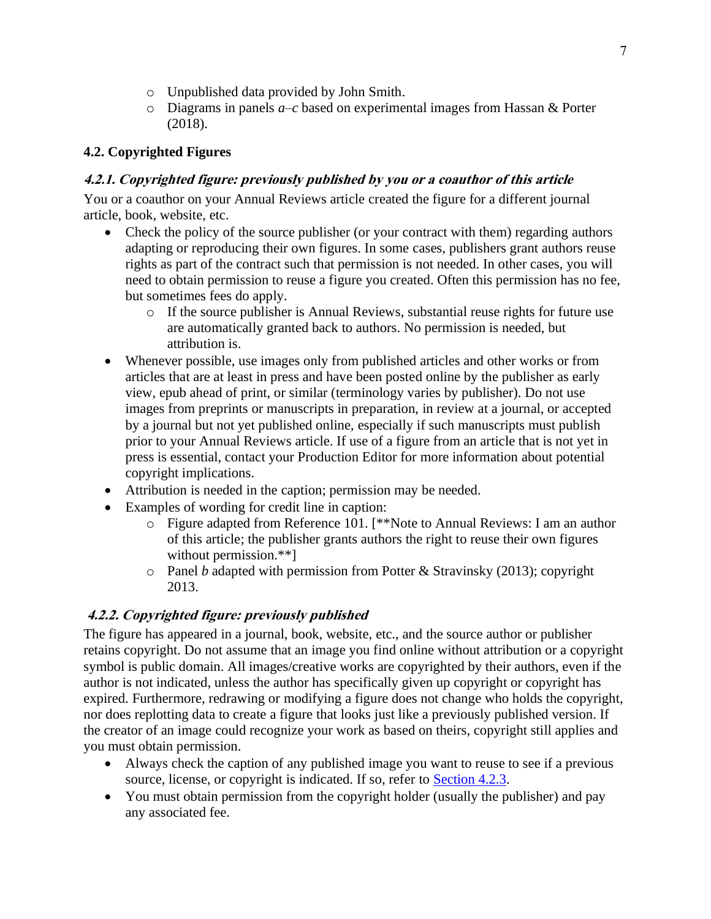- Unpublished data provided by John Smith.
   - Diagrams in panels *a–c* based on experimental images from Hassan & Porter (2018).

### 4.2. Copyrighted Figures

#### *4.2.1. Copyrighted figure: previously published by you or a coauthor of this article*

You or a coauthor on your Annual Reviews article created the figure for a different journal article, book, website, etc.

- Check the policy of the source publisher (or your contract with them) regarding authors adapting or reproducing their own figures. In some cases, publishers grant authors reuse rights as part of the contract such that permission is not needed. In other cases, you will need to obtain permission to reuse a figure you created. Often this permission has no fee, but sometimes fees do apply.
   - If the source publisher is Annual Reviews, substantial reuse rights for future use are automatically granted back to authors. No permission is needed, but attribution is.
- Whenever possible, use images only from published articles and other works or from articles that are at least in press and have been posted online by the publisher as early view, epub ahead of print, or similar (terminology varies by publisher). Do not use images from preprints or manuscripts in preparation, in review at a journal, or accepted by a journal but not yet published online, especially if such manuscripts must publish prior to your Annual Reviews article. If use of a figure from an article that is not yet in press is essential, contact your Production Editor for more information about potential copyright implications.
- Attribution is needed in the caption; permission may be needed.
- Examples of wording for credit line in caption:
   - Figure adapted from Reference 101. [**Note to Annual Reviews: I am an author of this article; the publisher grants authors the right to reuse their own figures without permission.**]
   - Panel *b* adapted with permission from Potter & Stravinsky (2013); copyright 2013.

#### *4.2.2. Copyrighted figure: previously published*

The figure has appeared in a journal, book, website, etc., and the source author or publisher retains copyright. Do not assume that an image you find online without attribution or a copyright symbol is public domain. All images/creative works are copyrighted by their authors, even if the author is not indicated, unless the author has specifically given up copyright or copyright has expired. Furthermore, redrawing or modifying a figure does not change who holds the copyright, nor does replotting data to create a figure that looks just like a previously published version. If the creator of an image could recognize your work as based on theirs, copyright still applies and you must obtain permission.

- Always check the caption of any published image you want to reuse to see if a previous source, license, or copyright is indicated. If so, refer to Section 4.2.3.
- You must obtain permission from the copyright holder (usually the publisher) and pay any associated fee.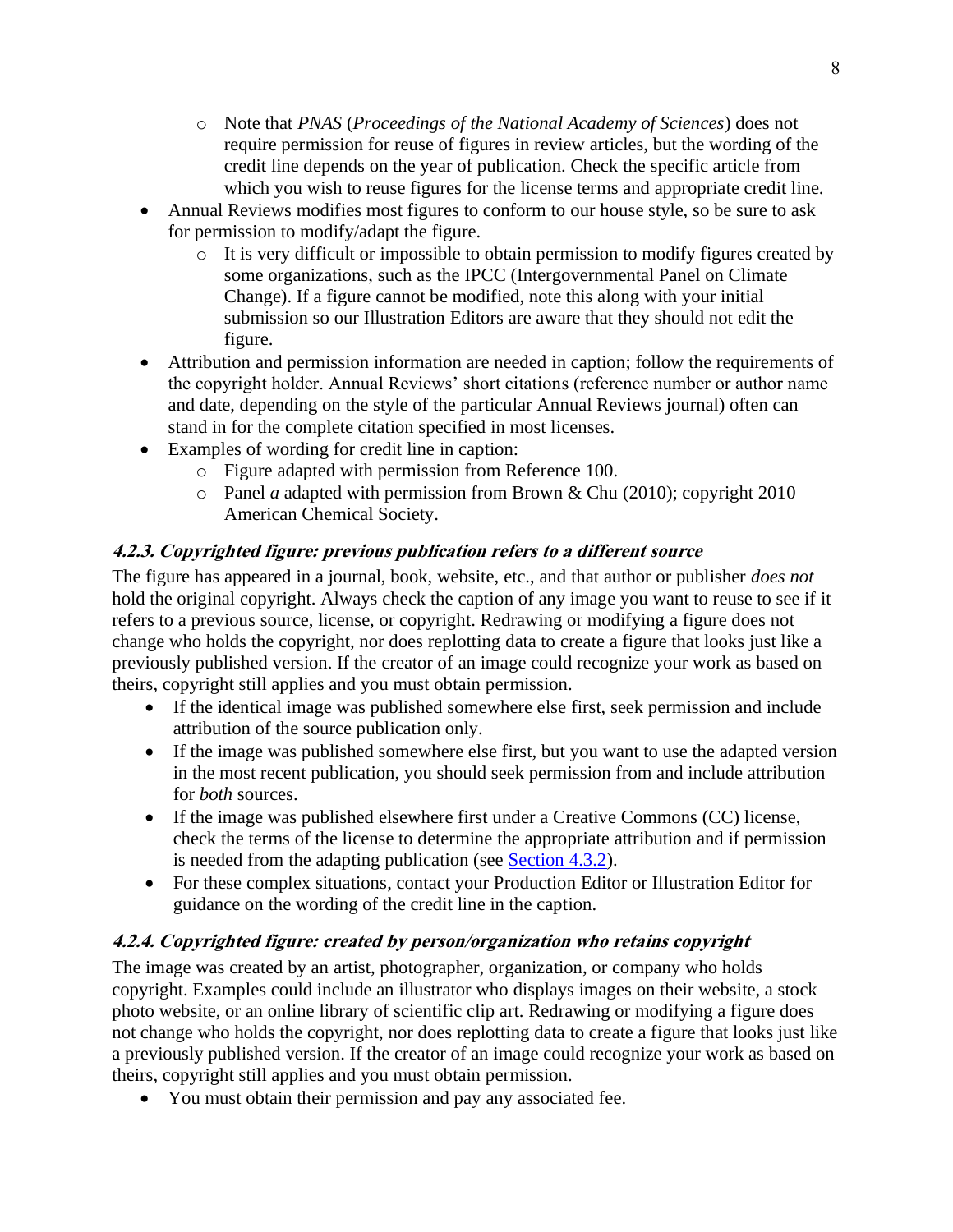- Note that *PNAS* (*Proceedings of the National Academy of Sciences*) does not require permission for reuse of figures in review articles, but the wording of the credit line depends on the year of publication. Check the specific article from which you wish to reuse figures for the license terms and appropriate credit line.
- Annual Reviews modifies most figures to conform to our house style, so be sure to ask for permission to modify/adapt the figure.
  - It is very difficult or impossible to obtain permission to modify figures created by some organizations, such as the IPCC (Intergovernmental Panel on Climate Change). If a figure cannot be modified, note this along with your initial submission so our Illustration Editors are aware that they should not edit the figure.
- Attribution and permission information are needed in caption; follow the requirements of the copyright holder. Annual Reviews' short citations (reference number or author name and date, depending on the style of the particular Annual Reviews journal) often can stand in for the complete citation specified in most licenses.
- Examples of wording for credit line in caption:
  - Figure adapted with permission from Reference 100.
  - Panel *a* adapted with permission from Brown & Chu (2010); copyright 2010 American Chemical Society.

#### *4.2.3. Copyrighted figure: previous publication refers to a different source*

The figure has appeared in a journal, book, website, etc., and that author or publisher *does not* hold the original copyright. Always check the caption of any image you want to reuse to see if it refers to a previous source, license, or copyright. Redrawing or modifying a figure does not change who holds the copyright, nor does replotting data to create a figure that looks just like a previously published version. If the creator of an image could recognize your work as based on theirs, copyright still applies and you must obtain permission.

- If the identical image was published somewhere else first, seek permission and include attribution of the source publication only.
- If the image was published somewhere else first, but you want to use the adapted version in the most recent publication, you should seek permission from and include attribution for *both* sources.
- If the image was published elsewhere first under a Creative Commons (CC) license, check the terms of the license to determine the appropriate attribution and if permission is needed from the adapting publication (see Section 4.3.2).
- For these complex situations, contact your Production Editor or Illustration Editor for guidance on the wording of the credit line in the caption.

#### *4.2.4. Copyrighted figure: created by person/organization who retains copyright*

The image was created by an artist, photographer, organization, or company who holds copyright. Examples could include an illustrator who displays images on their website, a stock photo website, or an online library of scientific clip art. Redrawing or modifying a figure does not change who holds the copyright, nor does replotting data to create a figure that looks just like a previously published version. If the creator of an image could recognize your work as based on theirs, copyright still applies and you must obtain permission.

- You must obtain their permission and pay any associated fee.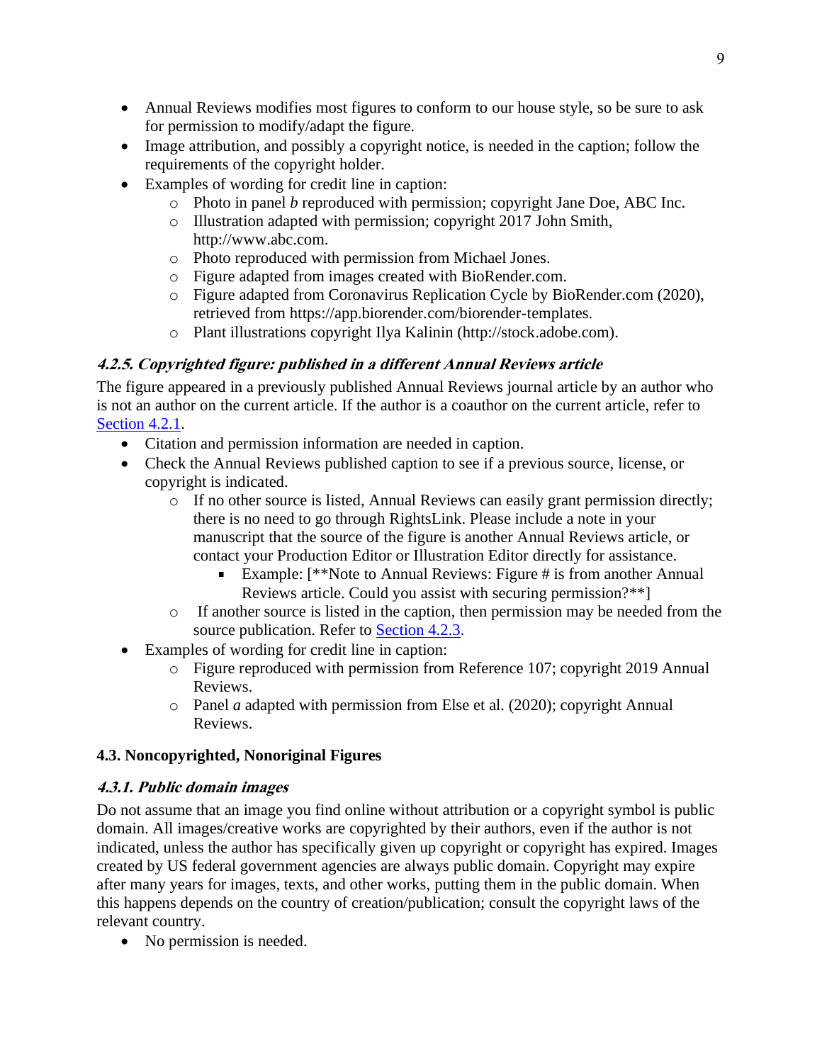- Annual Reviews modifies most figures to conform to our house style, so be sure to ask for permission to modify/adapt the figure.
- Image attribution, and possibly a copyright notice, is needed in the caption; follow the requirements of the copyright holder.
- Examples of wording for credit line in caption:
  - Photo in panel *b* reproduced with permission; copyright Jane Doe, ABC Inc.
  - Illustration adapted with permission; copyright 2017 John Smith, http://www.abc.com.
  - Photo reproduced with permission from Michael Jones.
  - Figure adapted from images created with BioRender.com.
  - Figure adapted from Coronavirus Replication Cycle by BioRender.com (2020), retrieved from https://app.biorender.com/biorender-templates.
  - Plant illustrations copyright Ilya Kalinin (http://stock.adobe.com).

#### *4.2.5. Copyrighted figure: published in a different Annual Reviews article*

The figure appeared in a previously published Annual Reviews journal article by an author who is not an author on the current article. If the author is a coauthor on the current article, refer to Section 4.2.1.

- Citation and permission information are needed in caption.
- Check the Annual Reviews published caption to see if a previous source, license, or copyright is indicated.
  - If no other source is listed, Annual Reviews can easily grant permission directly; there is no need to go through RightsLink. Please include a note in your manuscript that the source of the figure is another Annual Reviews article, or contact your Production Editor or Illustration Editor directly for assistance.
    - Example: [**Note to Annual Reviews: Figure # is from another Annual Reviews article. Could you assist with securing permission?**]
  - If another source is listed in the caption, then permission may be needed from the source publication. Refer to Section 4.2.3.
- Examples of wording for credit line in caption:
  - Figure reproduced with permission from Reference 107; copyright 2019 Annual Reviews.
  - Panel *a* adapted with permission from Else et al. (2020); copyright Annual Reviews.

### 4.3. Noncopyrighted, Nonoriginal Figures

#### *4.3.1. Public domain images*

Do not assume that an image you find online without attribution or a copyright symbol is public domain. All images/creative works are copyrighted by their authors, even if the author is not indicated, unless the author has specifically given up copyright or copyright has expired. Images created by US federal government agencies are always public domain. Copyright may expire after many years for images, texts, and other works, putting them in the public domain. When this happens depends on the country of creation/publication; consult the copyright laws of the relevant country.

- No permission is needed.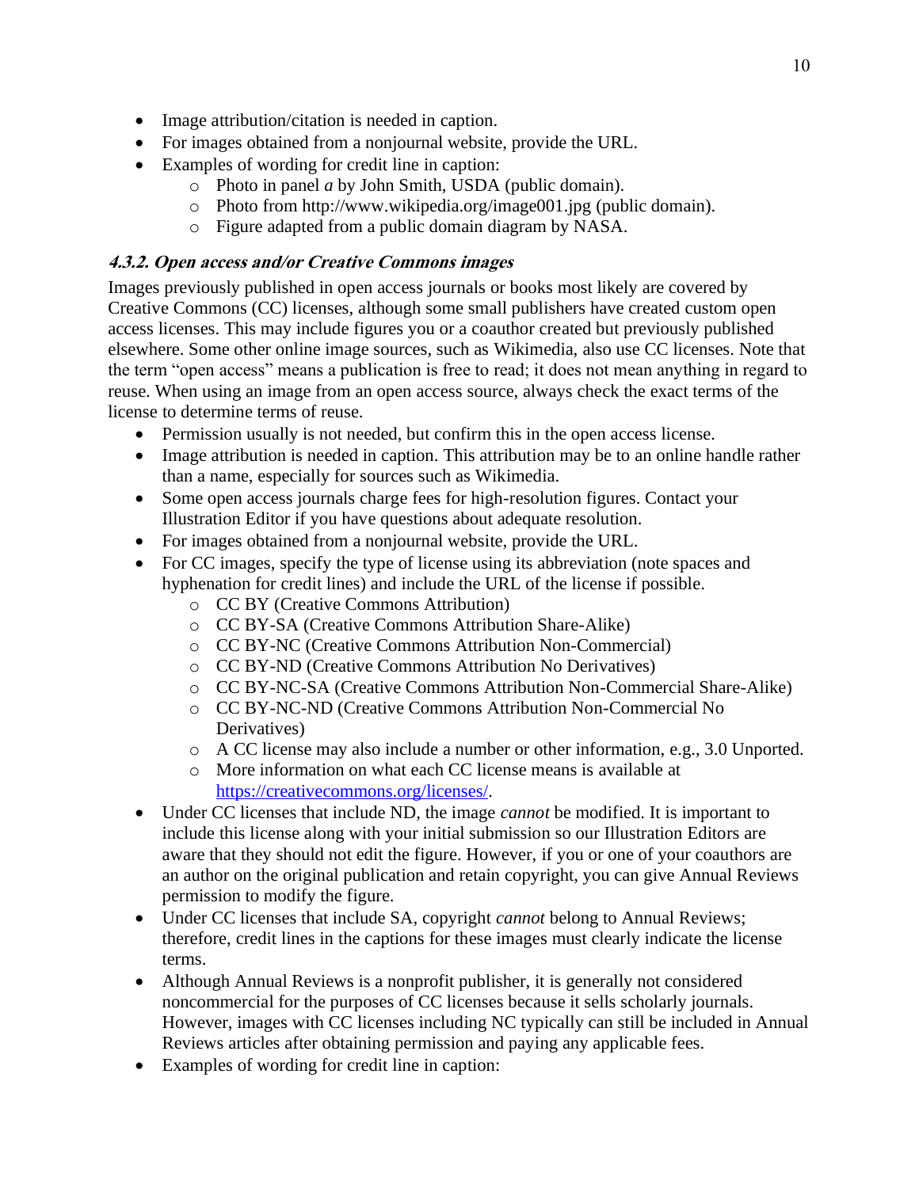- Image attribution/citation is needed in caption.
- For images obtained from a nonjournal website, provide the URL.
- Examples of wording for credit line in caption:
    - Photo in panel *a* by John Smith, USDA (public domain).
    - Photo from http://www.wikipedia.org/image001.jpg (public domain).
    - Figure adapted from a public domain diagram by NASA.

#### *4.3.2. Open access and/or Creative Commons images*

Images previously published in open access journals or books most likely are covered by Creative Commons (CC) licenses, although some small publishers have created custom open access licenses. This may include figures you or a coauthor created but previously published elsewhere. Some other online image sources, such as Wikimedia, also use CC licenses. Note that the term "open access" means a publication is free to read; it does not mean anything in regard to reuse. When using an image from an open access source, always check the exact terms of the license to determine terms of reuse.

- Permission usually is not needed, but confirm this in the open access license.
- Image attribution is needed in caption. This attribution may be to an online handle rather than a name, especially for sources such as Wikimedia.
- Some open access journals charge fees for high-resolution figures. Contact your Illustration Editor if you have questions about adequate resolution.
- For images obtained from a nonjournal website, provide the URL.
- For CC images, specify the type of license using its abbreviation (note spaces and hyphenation for credit lines) and include the URL of the license if possible.
    - CC BY (Creative Commons Attribution)
    - CC BY-SA (Creative Commons Attribution Share-Alike)
    - CC BY-NC (Creative Commons Attribution Non-Commercial)
    - CC BY-ND (Creative Commons Attribution No Derivatives)
    - CC BY-NC-SA (Creative Commons Attribution Non-Commercial Share-Alike)
    - CC BY-NC-ND (Creative Commons Attribution Non-Commercial No Derivatives)
    - A CC license may also include a number or other information, e.g., 3.0 Unported.
    - More information on what each CC license means is available at [https://creativecommons.org/licenses/](https://creativecommons.org/licenses/).
- Under CC licenses that include ND, the image *cannot* be modified. It is important to include this license along with your initial submission so our Illustration Editors are aware that they should not edit the figure. However, if you or one of your coauthors are an author on the original publication and retain copyright, you can give Annual Reviews permission to modify the figure.
- Under CC licenses that include SA, copyright *cannot* belong to Annual Reviews; therefore, credit lines in the captions for these images must clearly indicate the license terms.
- Although Annual Reviews is a nonprofit publisher, it is generally not considered noncommercial for the purposes of CC licenses because it sells scholarly journals. However, images with CC licenses including NC typically can still be included in Annual Reviews articles after obtaining permission and paying any applicable fees.
- Examples of wording for credit line in caption: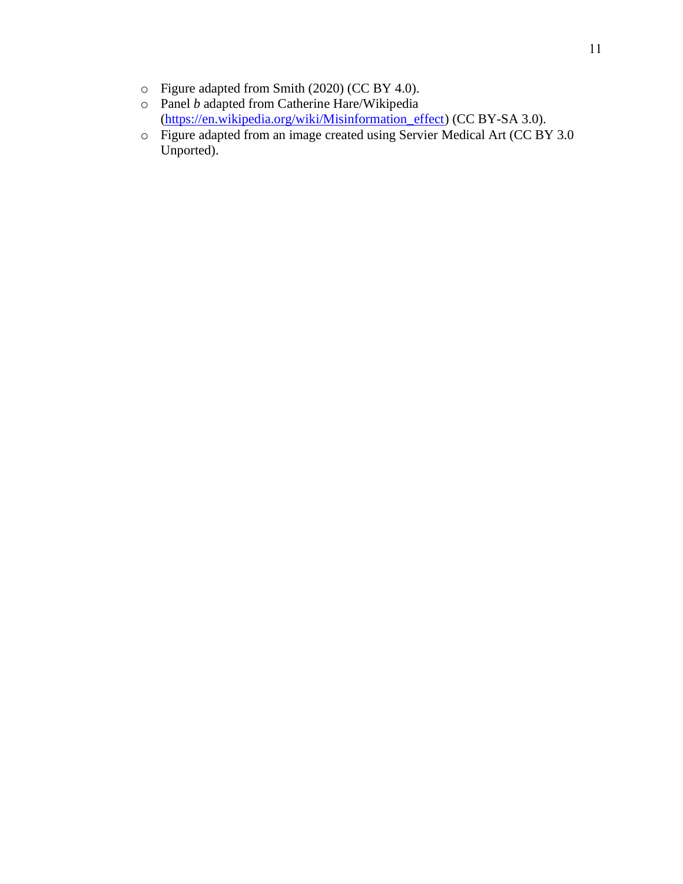- Figure adapted from Smith (2020) (CC BY 4.0).
- Panel *b* adapted from Catherine Hare/Wikipedia ([https://en.wikipedia.org/wiki/Misinformation_effect](https://en.wikipedia.org/wiki/Misinformation_effect)) (CC BY-SA 3.0).
- Figure adapted from an image created using Servier Medical Art (CC BY 3.0 Unported).